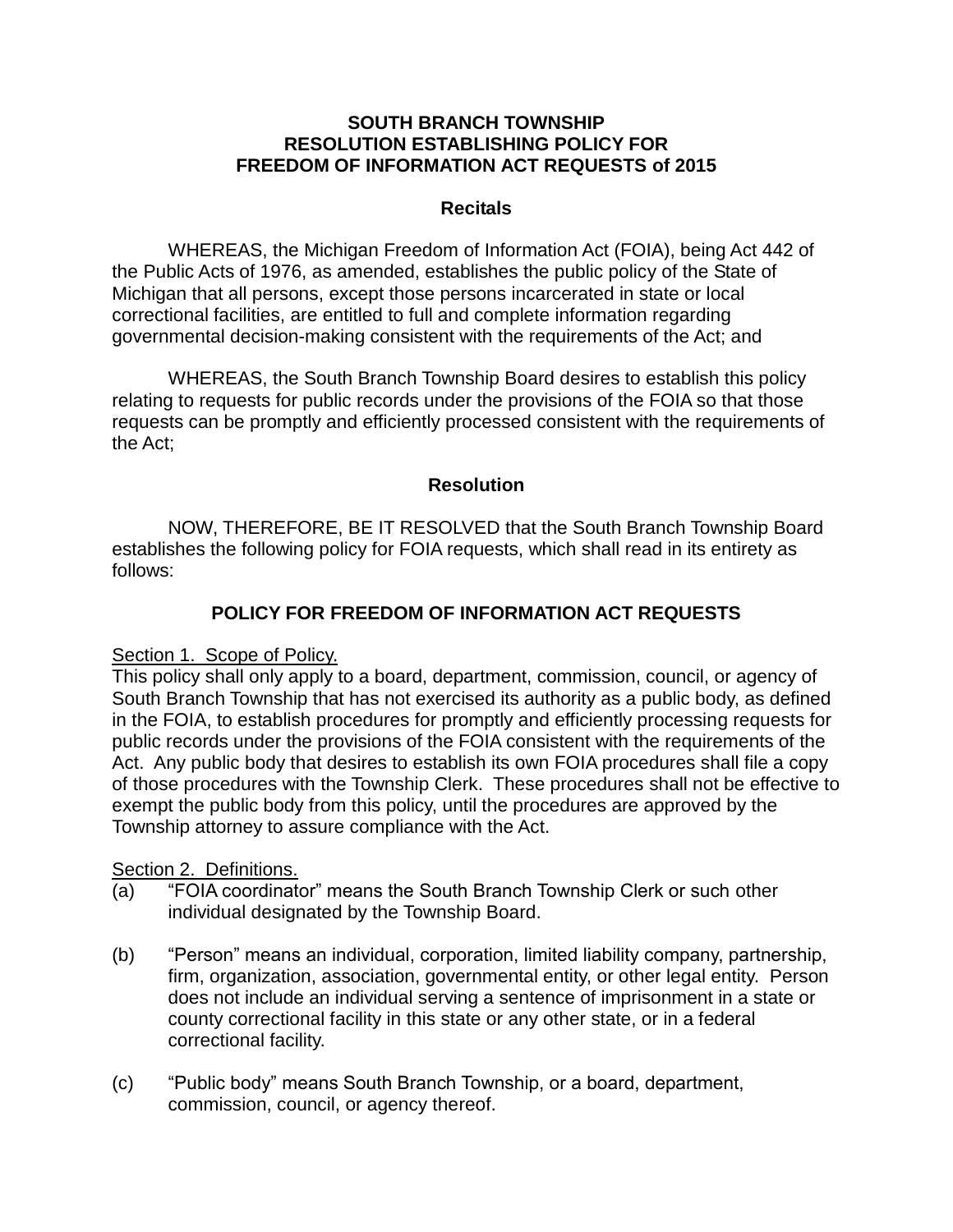# SOUTH BRANCH TOWNSHIP
# RESOLUTION ESTABLISHING POLICY FOR
# FREEDOM OF INFORMATION ACT REQUESTS of 2015

## Recitals

WHEREAS, the Michigan Freedom of Information Act (FOIA), being Act 442 of the Public Acts of 1976, as amended, establishes the public policy of the State of Michigan that all persons, except those persons incarcerated in state or local correctional facilities, are entitled to full and complete information regarding governmental decision-making consistent with the requirements of the Act; and

WHEREAS, the South Branch Township Board desires to establish this policy relating to requests for public records under the provisions of the FOIA so that those requests can be promptly and efficiently processed consistent with the requirements of the Act;

## Resolution

NOW, THEREFORE, BE IT RESOLVED that the South Branch Township Board establishes the following policy for FOIA requests, which shall read in its entirety as follows:

## POLICY FOR FREEDOM OF INFORMATION ACT REQUESTS

<u>Section 1. Scope of Policy.</u>
This policy shall only apply to a board, department, commission, council, or agency of South Branch Township that has not exercised its authority as a public body, as defined in the FOIA, to establish procedures for promptly and efficiently processing requests for public records under the provisions of the FOIA consistent with the requirements of the Act. Any public body that desires to establish its own FOIA procedures shall file a copy of those procedures with the Township Clerk. These procedures shall not be effective to exempt the public body from this policy, until the procedures are approved by the Township attorney to assure compliance with the Act.

<u>Section 2. Definitions.</u>

(a) "FOIA coordinator" means the South Branch Township Clerk or such other individual designated by the Township Board.

(b) "Person" means an individual, corporation, limited liability company, partnership, firm, organization, association, governmental entity, or other legal entity. Person does not include an individual serving a sentence of imprisonment in a state or county correctional facility in this state or any other state, or in a federal correctional facility.

(c) "Public body" means South Branch Township, or a board, department, commission, council, or agency thereof.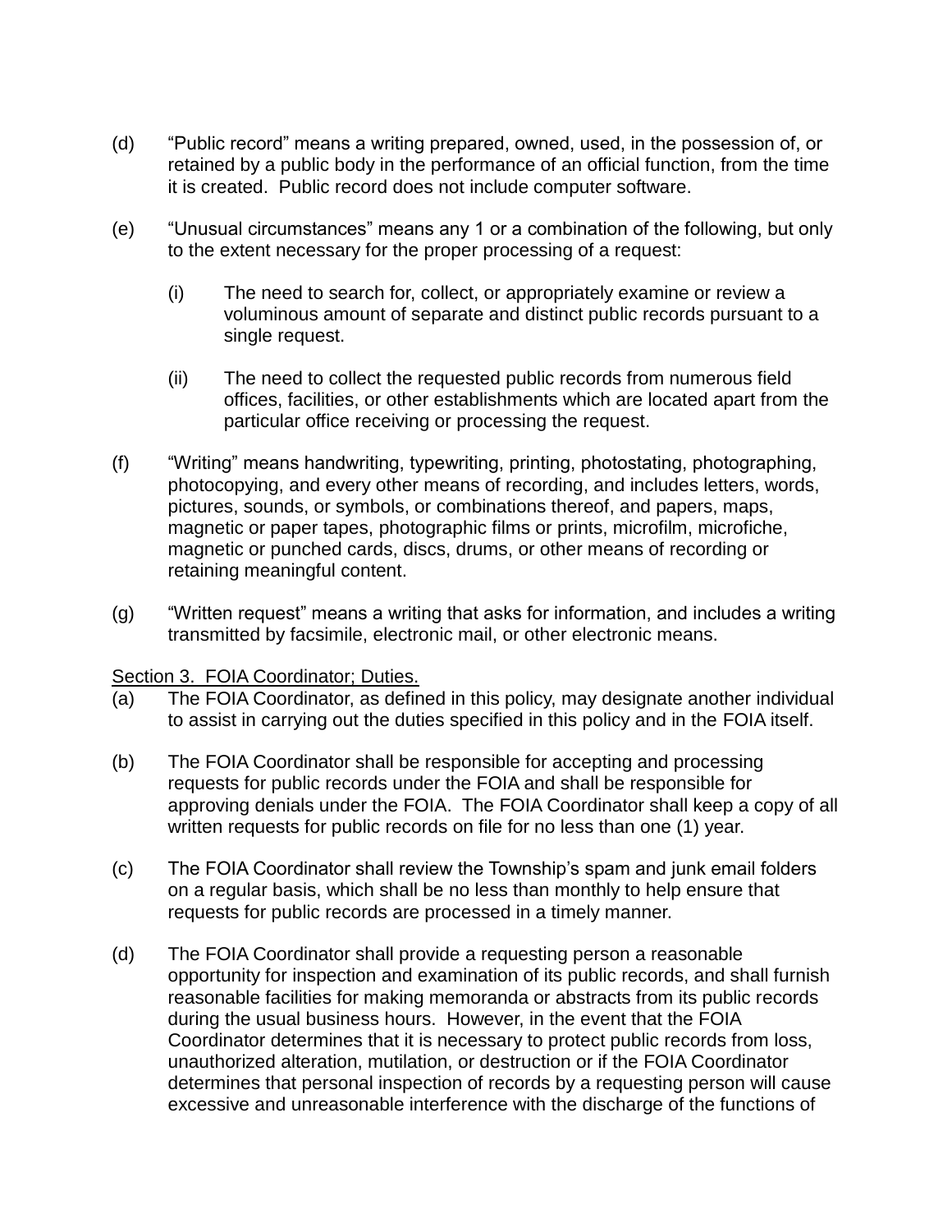(d) "Public record" means a writing prepared, owned, used, in the possession of, or retained by a public body in the performance of an official function, from the time it is created. Public record does not include computer software.

(e) "Unusual circumstances" means any 1 or a combination of the following, but only to the extent necessary for the proper processing of a request:

  (i) The need to search for, collect, or appropriately examine or review a voluminous amount of separate and distinct public records pursuant to a single request.

  (ii) The need to collect the requested public records from numerous field offices, facilities, or other establishments which are located apart from the particular office receiving or processing the request.

(f) "Writing" means handwriting, typewriting, printing, photostating, photographing, photocopying, and every other means of recording, and includes letters, words, pictures, sounds, or symbols, or combinations thereof, and papers, maps, magnetic or paper tapes, photographic films or prints, microfilm, microfiche, magnetic or punched cards, discs, drums, or other means of recording or retaining meaningful content.

(g) "Written request" means a writing that asks for information, and includes a writing transmitted by facsimile, electronic mail, or other electronic means.

<u>Section 3. FOIA Coordinator; Duties.</u>

(a) The FOIA Coordinator, as defined in this policy, may designate another individual to assist in carrying out the duties specified in this policy and in the FOIA itself.

(b) The FOIA Coordinator shall be responsible for accepting and processing requests for public records under the FOIA and shall be responsible for approving denials under the FOIA. The FOIA Coordinator shall keep a copy of all written requests for public records on file for no less than one (1) year.

(c) The FOIA Coordinator shall review the Township's spam and junk email folders on a regular basis, which shall be no less than monthly to help ensure that requests for public records are processed in a timely manner.

(d) The FOIA Coordinator shall provide a requesting person a reasonable opportunity for inspection and examination of its public records, and shall furnish reasonable facilities for making memoranda or abstracts from its public records during the usual business hours. However, in the event that the FOIA Coordinator determines that it is necessary to protect public records from loss, unauthorized alteration, mutilation, or destruction or if the FOIA Coordinator determines that personal inspection of records by a requesting person will cause excessive and unreasonable interference with the discharge of the functions of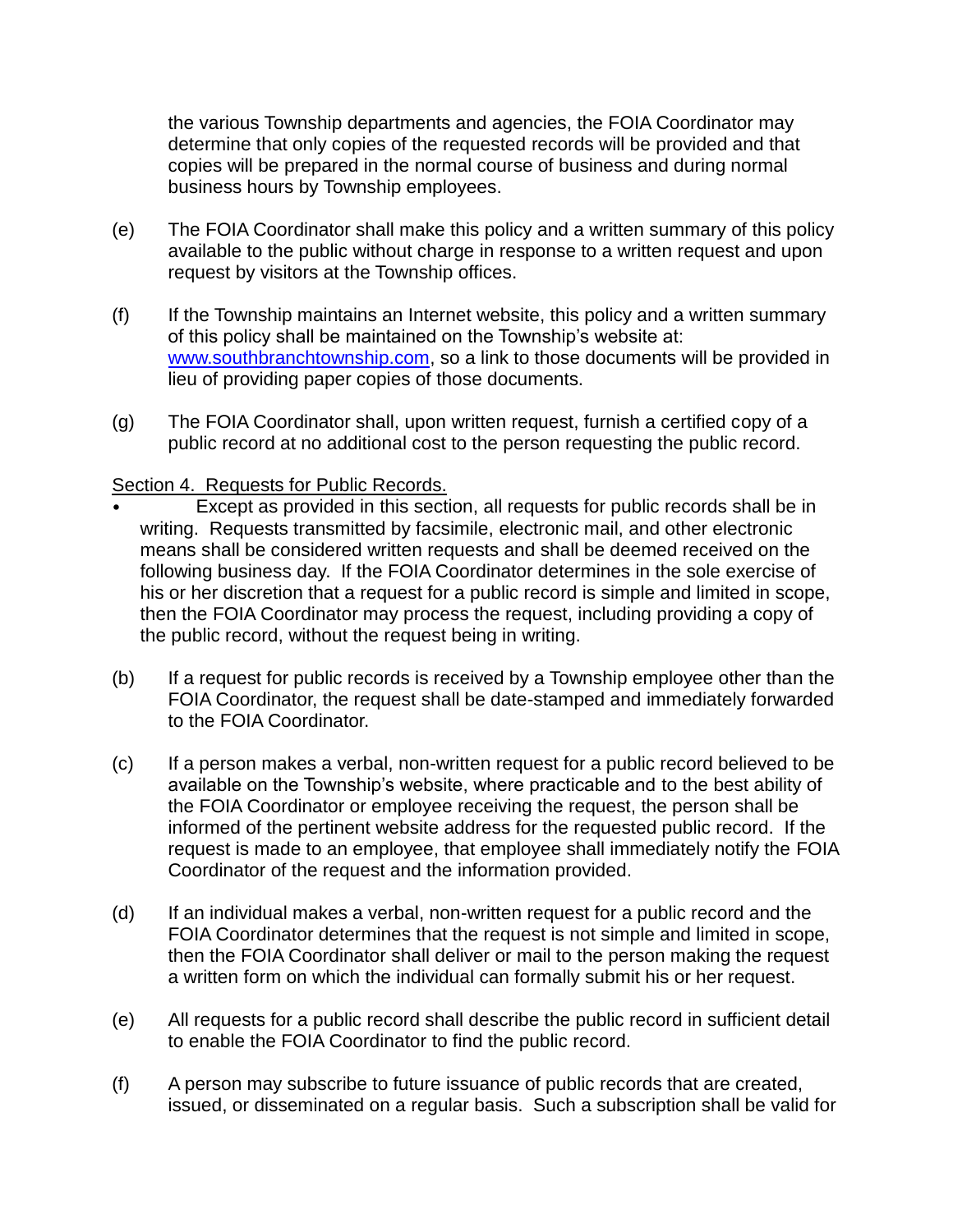the various Township departments and agencies, the FOIA Coordinator may determine that only copies of the requested records will be provided and that copies will be prepared in the normal course of business and during normal business hours by Township employees.

(e) The FOIA Coordinator shall make this policy and a written summary of this policy available to the public without charge in response to a written request and upon request by visitors at the Township offices.

(f) If the Township maintains an Internet website, this policy and a written summary of this policy shall be maintained on the Township's website at: [www.southbranchtownship.com](http://www.southbranchtownship.com), so a link to those documents will be provided in lieu of providing paper copies of those documents.

(g) The FOIA Coordinator shall, upon written request, furnish a certified copy of a public record at no additional cost to the person requesting the public record.

Section 4. Requests for Public Records.

- Except as provided in this section, all requests for public records shall be in writing. Requests transmitted by facsimile, electronic mail, and other electronic means shall be considered written requests and shall be deemed received on the following business day. If the FOIA Coordinator determines in the sole exercise of his or her discretion that a request for a public record is simple and limited in scope, then the FOIA Coordinator may process the request, including providing a copy of the public record, without the request being in writing.

(b) If a request for public records is received by a Township employee other than the FOIA Coordinator, the request shall be date-stamped and immediately forwarded to the FOIA Coordinator.

(c) If a person makes a verbal, non-written request for a public record believed to be available on the Township's website, where practicable and to the best ability of the FOIA Coordinator or employee receiving the request, the person shall be informed of the pertinent website address for the requested public record. If the request is made to an employee, that employee shall immediately notify the FOIA Coordinator of the request and the information provided.

(d) If an individual makes a verbal, non-written request for a public record and the FOIA Coordinator determines that the request is not simple and limited in scope, then the FOIA Coordinator shall deliver or mail to the person making the request a written form on which the individual can formally submit his or her request.

(e) All requests for a public record shall describe the public record in sufficient detail to enable the FOIA Coordinator to find the public record.

(f) A person may subscribe to future issuance of public records that are created, issued, or disseminated on a regular basis. Such a subscription shall be valid for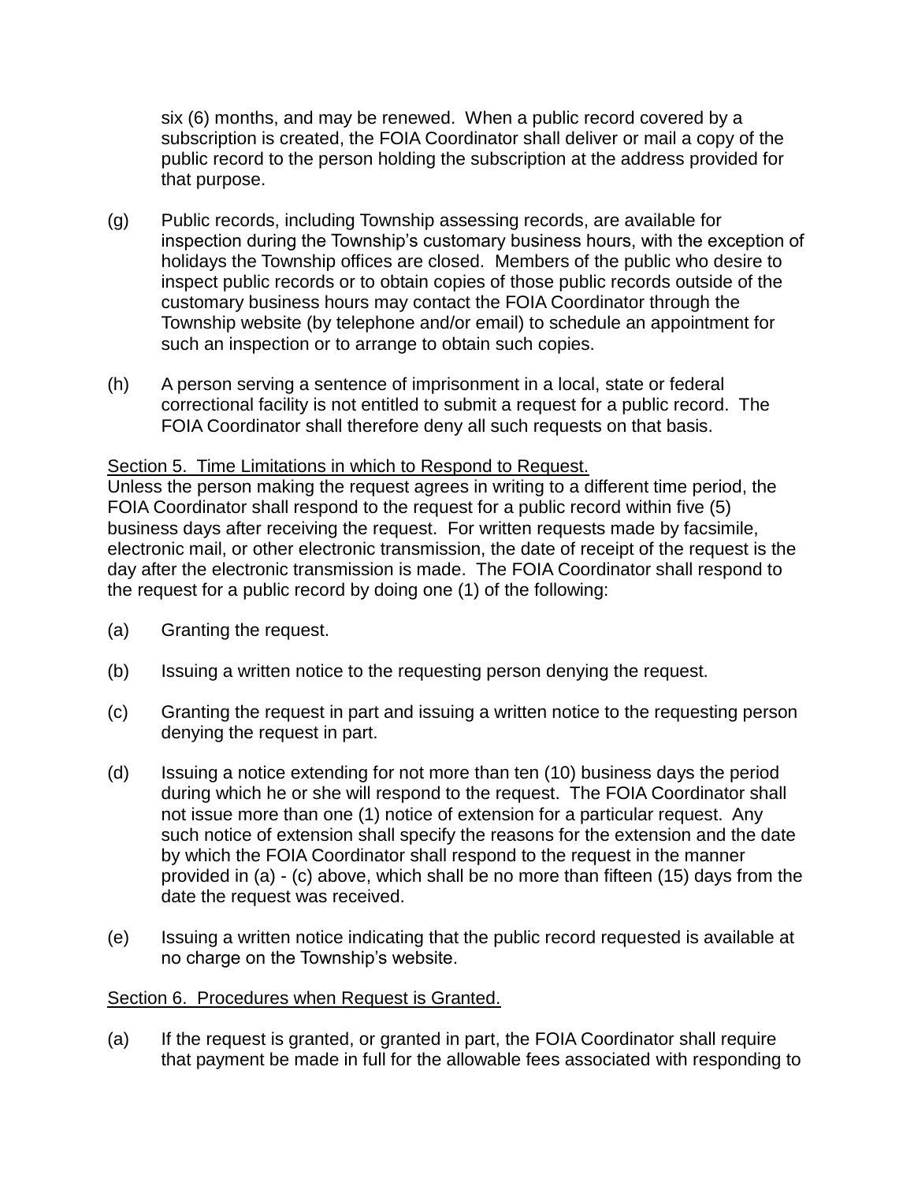six (6) months, and may be renewed. When a public record covered by a subscription is created, the FOIA Coordinator shall deliver or mail a copy of the public record to the person holding the subscription at the address provided for that purpose.

(g) Public records, including Township assessing records, are available for inspection during the Township's customary business hours, with the exception of holidays the Township offices are closed. Members of the public who desire to inspect public records or to obtain copies of those public records outside of the customary business hours may contact the FOIA Coordinator through the Township website (by telephone and/or email) to schedule an appointment for such an inspection or to arrange to obtain such copies.

(h) A person serving a sentence of imprisonment in a local, state or federal correctional facility is not entitled to submit a request for a public record. The FOIA Coordinator shall therefore deny all such requests on that basis.

<u>Section 5. Time Limitations in which to Respond to Request.</u>

Unless the person making the request agrees in writing to a different time period, the FOIA Coordinator shall respond to the request for a public record within five (5) business days after receiving the request. For written requests made by facsimile, electronic mail, or other electronic transmission, the date of receipt of the request is the day after the electronic transmission is made. The FOIA Coordinator shall respond to the request for a public record by doing one (1) of the following:

(a) Granting the request.

(b) Issuing a written notice to the requesting person denying the request.

(c) Granting the request in part and issuing a written notice to the requesting person denying the request in part.

(d) Issuing a notice extending for not more than ten (10) business days the period during which he or she will respond to the request. The FOIA Coordinator shall not issue more than one (1) notice of extension for a particular request. Any such notice of extension shall specify the reasons for the extension and the date by which the FOIA Coordinator shall respond to the request in the manner provided in (a) - (c) above, which shall be no more than fifteen (15) days from the date the request was received.

(e) Issuing a written notice indicating that the public record requested is available at no charge on the Township's website.

<u>Section 6. Procedures when Request is Granted.</u>

(a) If the request is granted, or granted in part, the FOIA Coordinator shall require that payment be made in full for the allowable fees associated with responding to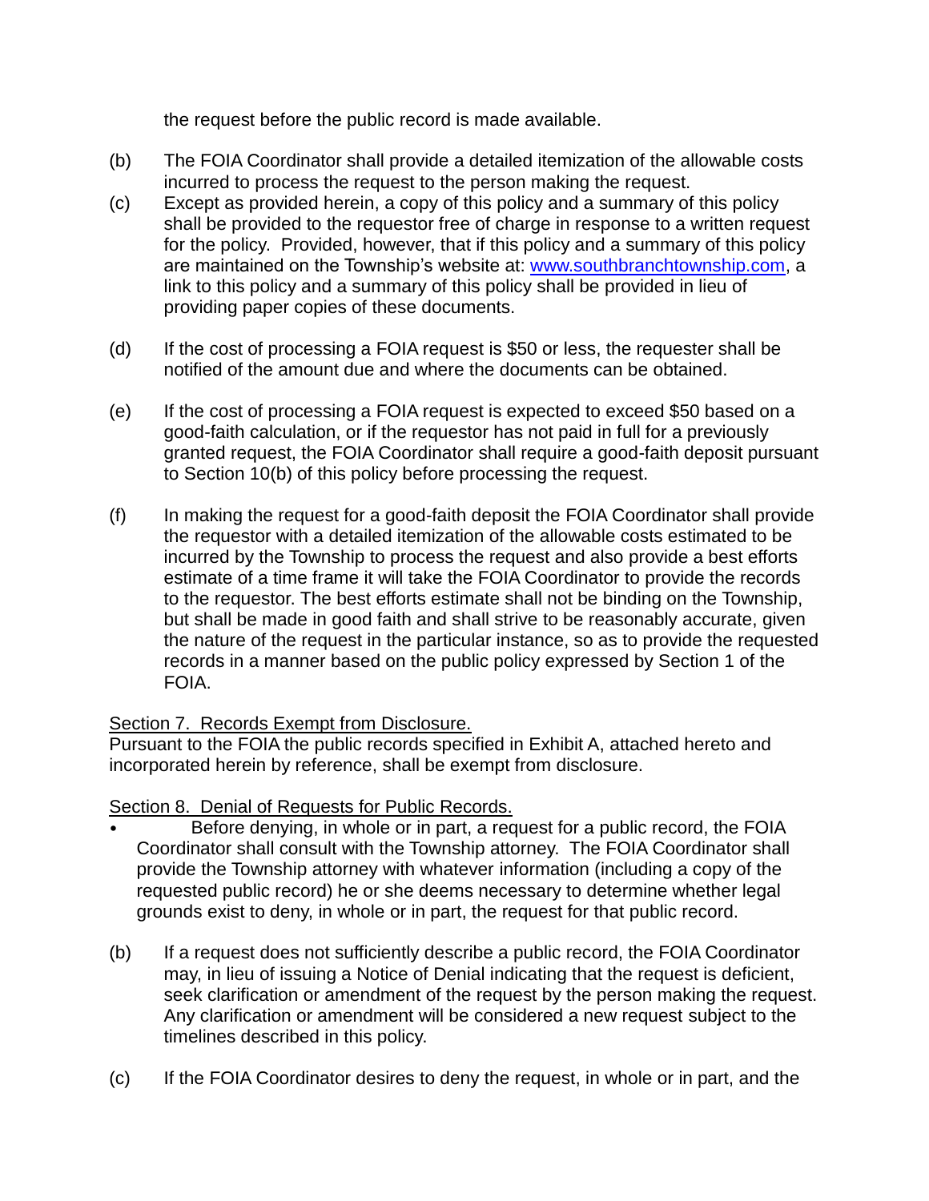the request before the public record is made available.

(b) The FOIA Coordinator shall provide a detailed itemization of the allowable costs incurred to process the request to the person making the request.

(c) Except as provided herein, a copy of this policy and a summary of this policy shall be provided to the requestor free of charge in response to a written request for the policy. Provided, however, that if this policy and a summary of this policy are maintained on the Township's website at: [www.southbranchtownship.com](http://www.southbranchtownship.com), a link to this policy and a summary of this policy shall be provided in lieu of providing paper copies of these documents.

(d) If the cost of processing a FOIA request is $50 or less, the requester shall be notified of the amount due and where the documents can be obtained.

(e) If the cost of processing a FOIA request is expected to exceed $50 based on a good-faith calculation, or if the requestor has not paid in full for a previously granted request, the FOIA Coordinator shall require a good-faith deposit pursuant to Section 10(b) of this policy before processing the request.

(f) In making the request for a good-faith deposit the FOIA Coordinator shall provide the requestor with a detailed itemization of the allowable costs estimated to be incurred by the Township to process the request and also provide a best efforts estimate of a time frame it will take the FOIA Coordinator to provide the records to the requestor. The best efforts estimate shall not be binding on the Township, but shall be made in good faith and shall strive to be reasonably accurate, given the nature of the request in the particular instance, so as to provide the requested records in a manner based on the public policy expressed by Section 1 of the FOIA.

<u>Section 7. Records Exempt from Disclosure.</u>
Pursuant to the FOIA the public records specified in Exhibit A, attached hereto and incorporated herein by reference, shall be exempt from disclosure.

<u>Section 8. Denial of Requests for Public Records.</u>

- Before denying, in whole or in part, a request for a public record, the FOIA Coordinator shall consult with the Township attorney. The FOIA Coordinator shall provide the Township attorney with whatever information (including a copy of the requested public record) he or she deems necessary to determine whether legal grounds exist to deny, in whole or in part, the request for that public record.

(b) If a request does not sufficiently describe a public record, the FOIA Coordinator may, in lieu of issuing a Notice of Denial indicating that the request is deficient, seek clarification or amendment of the request by the person making the request. Any clarification or amendment will be considered a new request subject to the timelines described in this policy.

(c) If the FOIA Coordinator desires to deny the request, in whole or in part, and the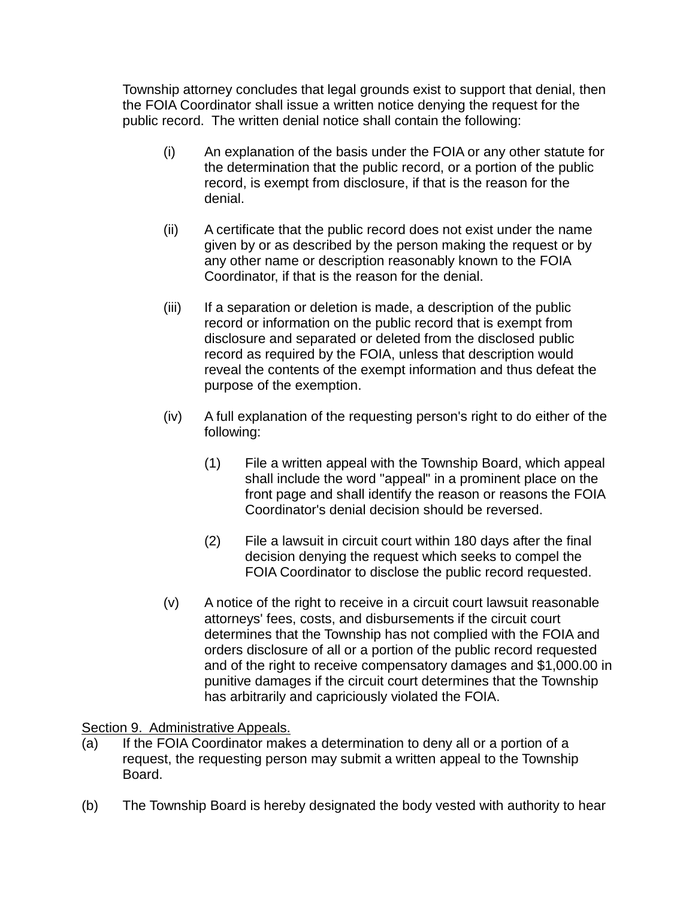Township attorney concludes that legal grounds exist to support that denial, then the FOIA Coordinator shall issue a written notice denying the request for the public record. The written denial notice shall contain the following:

(i) An explanation of the basis under the FOIA or any other statute for the determination that the public record, or a portion of the public record, is exempt from disclosure, if that is the reason for the denial.

(ii) A certificate that the public record does not exist under the name given by or as described by the person making the request or by any other name or description reasonably known to the FOIA Coordinator, if that is the reason for the denial.

(iii) If a separation or deletion is made, a description of the public record or information on the public record that is exempt from disclosure and separated or deleted from the disclosed public record as required by the FOIA, unless that description would reveal the contents of the exempt information and thus defeat the purpose of the exemption.

(iv) A full explanation of the requesting person's right to do either of the following:

(1) File a written appeal with the Township Board, which appeal shall include the word "appeal" in a prominent place on the front page and shall identify the reason or reasons the FOIA Coordinator's denial decision should be reversed.

(2) File a lawsuit in circuit court within 180 days after the final decision denying the request which seeks to compel the FOIA Coordinator to disclose the public record requested.

(v) A notice of the right to receive in a circuit court lawsuit reasonable attorneys' fees, costs, and disbursements if the circuit court determines that the Township has not complied with the FOIA and orders disclosure of all or a portion of the public record requested and of the right to receive compensatory damages and $1,000.00 in punitive damages if the circuit court determines that the Township has arbitrarily and capriciously violated the FOIA.

<u>Section 9. Administrative Appeals.</u>

(a) If the FOIA Coordinator makes a determination to deny all or a portion of a request, the requesting person may submit a written appeal to the Township Board.

(b) The Township Board is hereby designated the body vested with authority to hear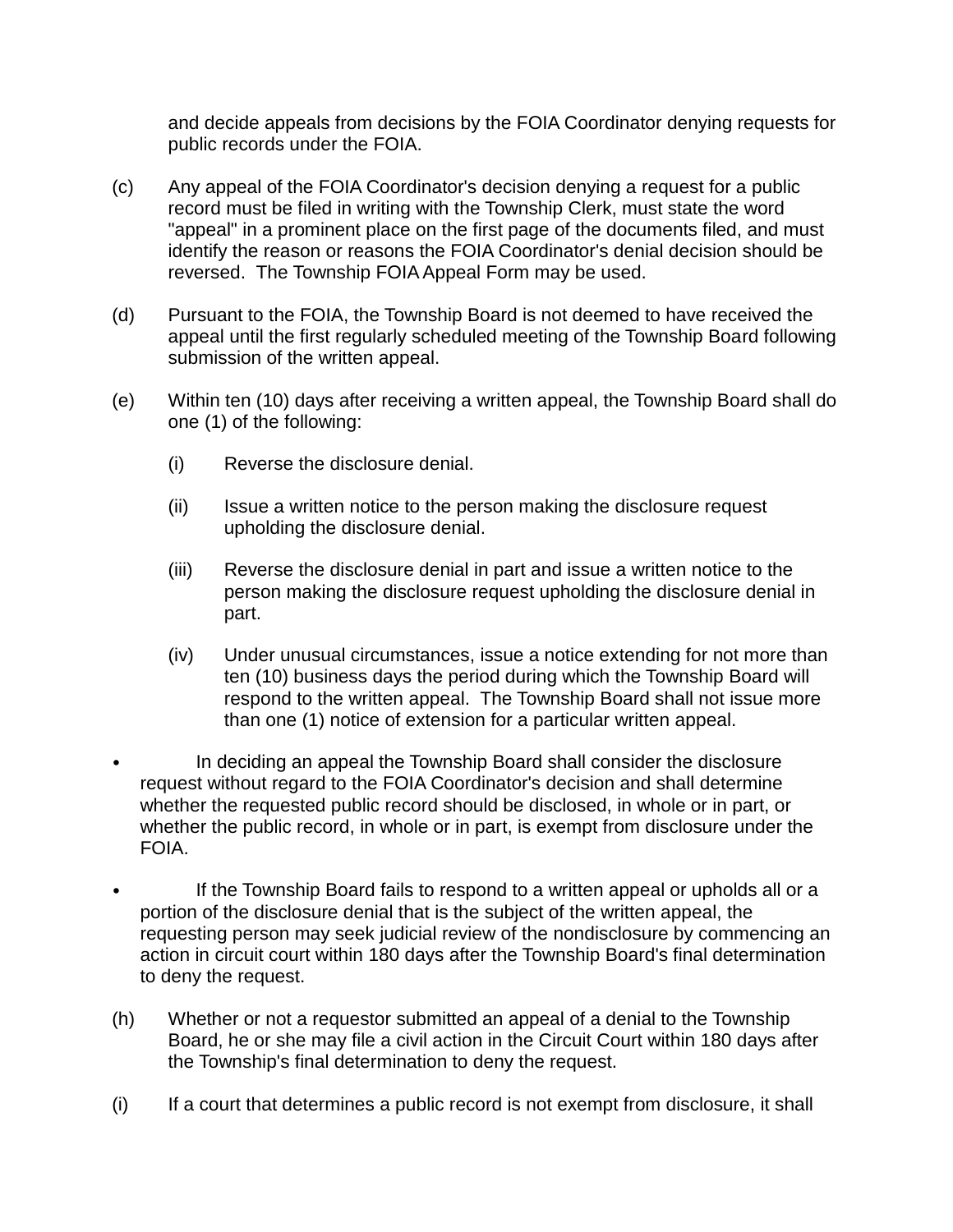and decide appeals from decisions by the FOIA Coordinator denying requests for public records under the FOIA.

(c) Any appeal of the FOIA Coordinator's decision denying a request for a public record must be filed in writing with the Township Clerk, must state the word "appeal" in a prominent place on the first page of the documents filed, and must identify the reason or reasons the FOIA Coordinator's denial decision should be reversed. The Township FOIA Appeal Form may be used.

(d) Pursuant to the FOIA, the Township Board is not deemed to have received the appeal until the first regularly scheduled meeting of the Township Board following submission of the written appeal.

(e) Within ten (10) days after receiving a written appeal, the Township Board shall do one (1) of the following:

   (i) Reverse the disclosure denial.

   (ii) Issue a written notice to the person making the disclosure request upholding the disclosure denial.

   (iii) Reverse the disclosure denial in part and issue a written notice to the person making the disclosure request upholding the disclosure denial in part.

   (iv) Under unusual circumstances, issue a notice extending for not more than ten (10) business days the period during which the Township Board will respond to the written appeal. The Township Board shall not issue more than one (1) notice of extension for a particular written appeal.

- In deciding an appeal the Township Board shall consider the disclosure request without regard to the FOIA Coordinator's decision and shall determine whether the requested public record should be disclosed, in whole or in part, or whether the public record, in whole or in part, is exempt from disclosure under the FOIA.

- If the Township Board fails to respond to a written appeal or upholds all or a portion of the disclosure denial that is the subject of the written appeal, the requesting person may seek judicial review of the nondisclosure by commencing an action in circuit court within 180 days after the Township Board's final determination to deny the request.

(h) Whether or not a requestor submitted an appeal of a denial to the Township Board, he or she may file a civil action in the Circuit Court within 180 days after the Township's final determination to deny the request.

(i) If a court that determines a public record is not exempt from disclosure, it shall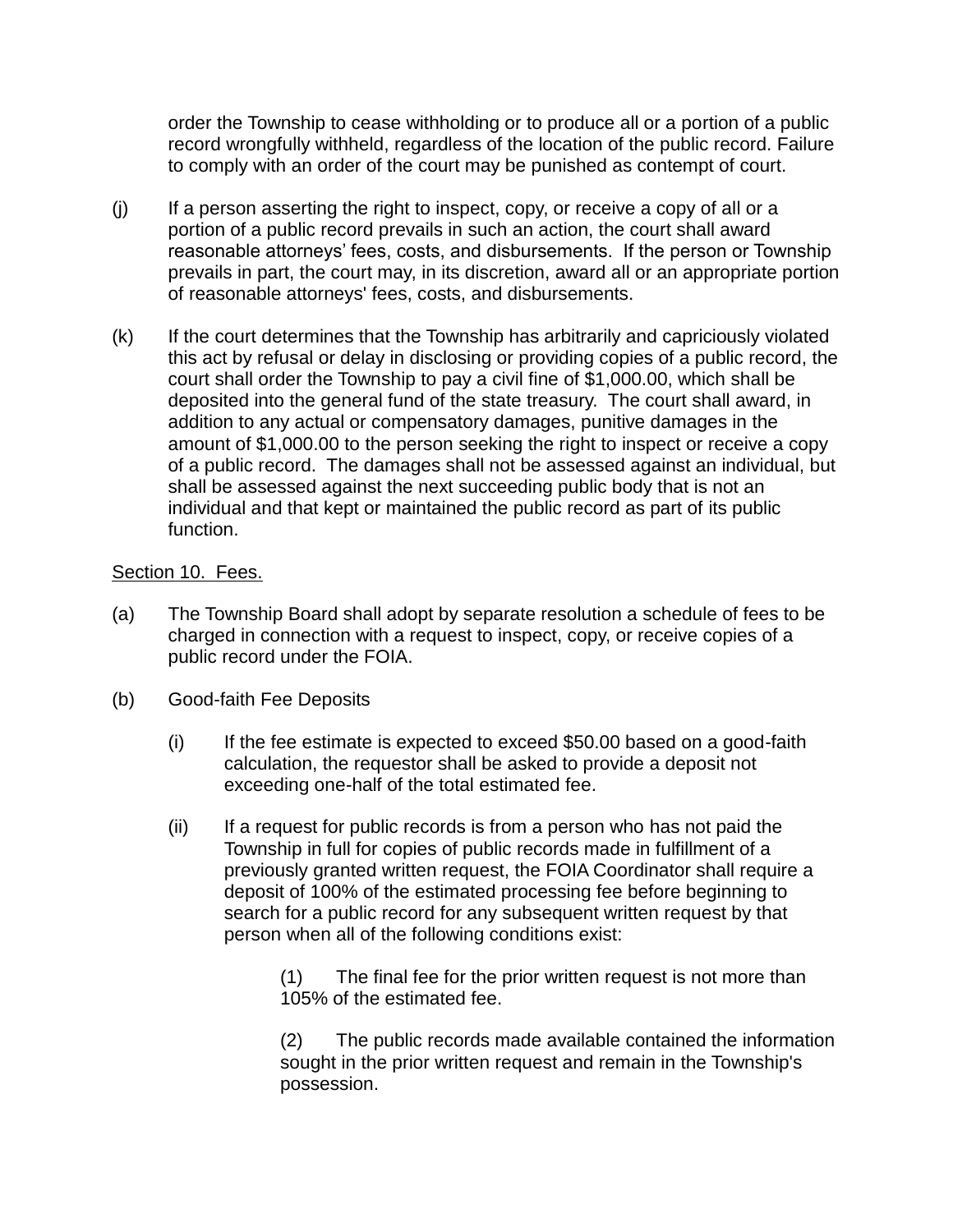order the Township to cease withholding or to produce all or a portion of a public record wrongfully withheld, regardless of the location of the public record. Failure to comply with an order of the court may be punished as contempt of court.

(j) If a person asserting the right to inspect, copy, or receive a copy of all or a portion of a public record prevails in such an action, the court shall award reasonable attorneys' fees, costs, and disbursements. If the person or Township prevails in part, the court may, in its discretion, award all or an appropriate portion of reasonable attorneys' fees, costs, and disbursements.

(k) If the court determines that the Township has arbitrarily and capriciously violated this act by refusal or delay in disclosing or providing copies of a public record, the court shall order the Township to pay a civil fine of $1,000.00, which shall be deposited into the general fund of the state treasury. The court shall award, in addition to any actual or compensatory damages, punitive damages in the amount of $1,000.00 to the person seeking the right to inspect or receive a copy of a public record. The damages shall not be assessed against an individual, but shall be assessed against the next succeeding public body that is not an individual and that kept or maintained the public record as part of its public function.

<u>Section 10. Fees.</u>

(a) The Township Board shall adopt by separate resolution a schedule of fees to be charged in connection with a request to inspect, copy, or receive copies of a public record under the FOIA.

(b) Good-faith Fee Deposits

(i) If the fee estimate is expected to exceed $50.00 based on a good-faith calculation, the requestor shall be asked to provide a deposit not exceeding one-half of the total estimated fee.

(ii) If a request for public records is from a person who has not paid the Township in full for copies of public records made in fulfillment of a previously granted written request, the FOIA Coordinator shall require a deposit of 100% of the estimated processing fee before beginning to search for a public record for any subsequent written request by that person when all of the following conditions exist:

(1) The final fee for the prior written request is not more than 105% of the estimated fee.

(2) The public records made available contained the information sought in the prior written request and remain in the Township's possession.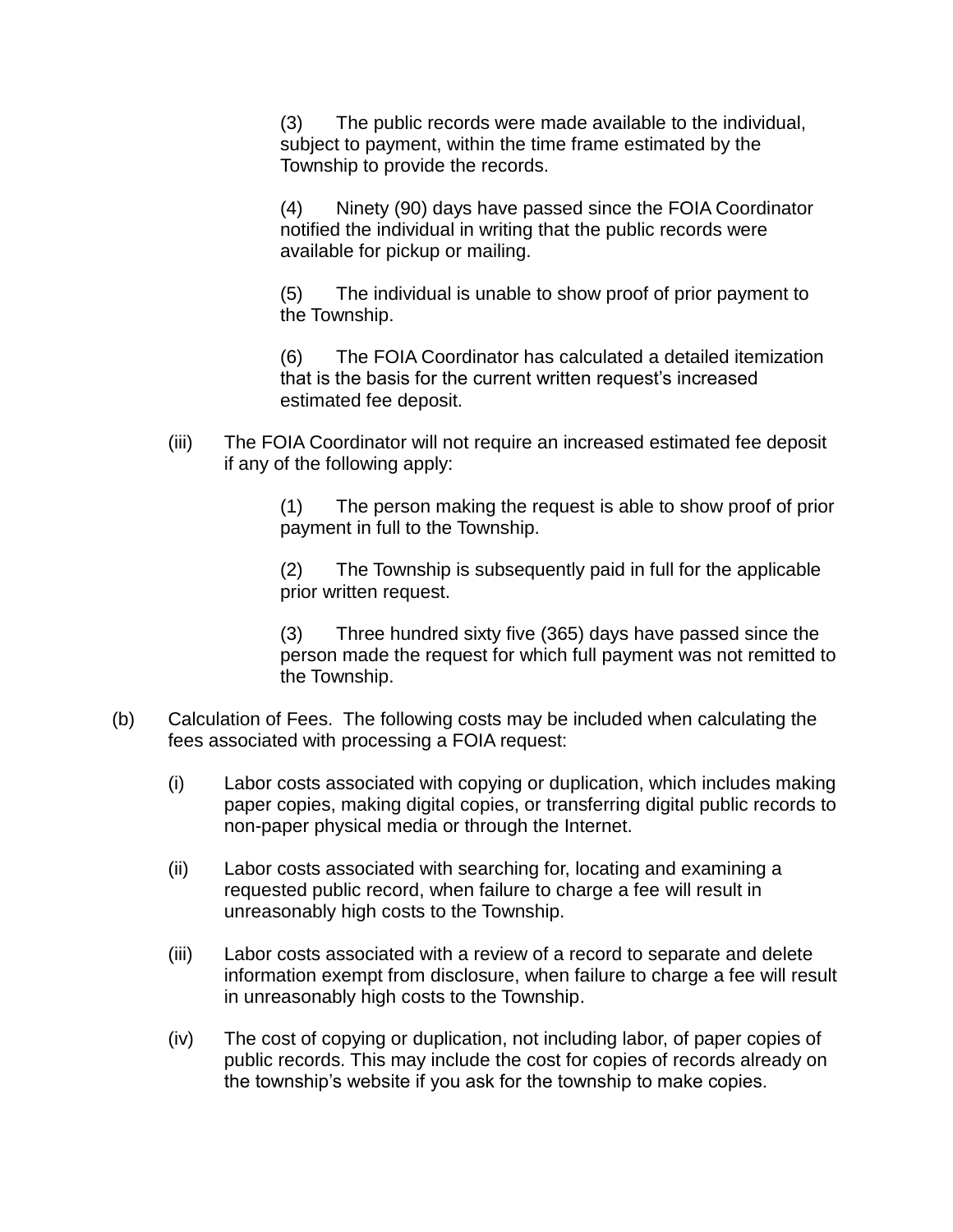(3) The public records were made available to the individual, subject to payment, within the time frame estimated by the Township to provide the records.

(4) Ninety (90) days have passed since the FOIA Coordinator notified the individual in writing that the public records were available for pickup or mailing.

(5) The individual is unable to show proof of prior payment to the Township.

(6) The FOIA Coordinator has calculated a detailed itemization that is the basis for the current written request's increased estimated fee deposit.

(iii) The FOIA Coordinator will not require an increased estimated fee deposit if any of the following apply:

(1) The person making the request is able to show proof of prior payment in full to the Township.

(2) The Township is subsequently paid in full for the applicable prior written request.

(3) Three hundred sixty five (365) days have passed since the person made the request for which full payment was not remitted to the Township.

(b) Calculation of Fees. The following costs may be included when calculating the fees associated with processing a FOIA request:

(i) Labor costs associated with copying or duplication, which includes making paper copies, making digital copies, or transferring digital public records to non-paper physical media or through the Internet.

(ii) Labor costs associated with searching for, locating and examining a requested public record, when failure to charge a fee will result in unreasonably high costs to the Township.

(iii) Labor costs associated with a review of a record to separate and delete information exempt from disclosure, when failure to charge a fee will result in unreasonably high costs to the Township.

(iv) The cost of copying or duplication, not including labor, of paper copies of public records. This may include the cost for copies of records already on the township's website if you ask for the township to make copies.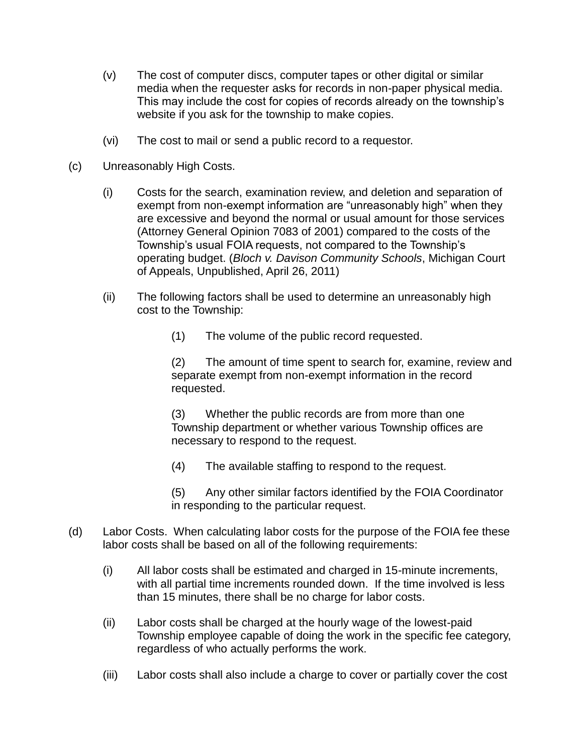(v) The cost of computer discs, computer tapes or other digital or similar media when the requester asks for records in non-paper physical media. This may include the cost for copies of records already on the township's website if you ask for the township to make copies.

(vi) The cost to mail or send a public record to a requestor.

(c) Unreasonably High Costs.

(i) Costs for the search, examination review, and deletion and separation of exempt from non-exempt information are "unreasonably high" when they are excessive and beyond the normal or usual amount for those services (Attorney General Opinion 7083 of 2001) compared to the costs of the Township's usual FOIA requests, not compared to the Township's operating budget. (*Bloch v. Davison Community Schools*, Michigan Court of Appeals, Unpublished, April 26, 2011)

(ii) The following factors shall be used to determine an unreasonably high cost to the Township:

(1) The volume of the public record requested.

(2) The amount of time spent to search for, examine, review and separate exempt from non-exempt information in the record requested.

(3) Whether the public records are from more than one Township department or whether various Township offices are necessary to respond to the request.

(4) The available staffing to respond to the request.

(5) Any other similar factors identified by the FOIA Coordinator in responding to the particular request.

(d) Labor Costs. When calculating labor costs for the purpose of the FOIA fee these labor costs shall be based on all of the following requirements:

(i) All labor costs shall be estimated and charged in 15-minute increments, with all partial time increments rounded down. If the time involved is less than 15 minutes, there shall be no charge for labor costs.

(ii) Labor costs shall be charged at the hourly wage of the lowest-paid Township employee capable of doing the work in the specific fee category, regardless of who actually performs the work.

(iii) Labor costs shall also include a charge to cover or partially cover the cost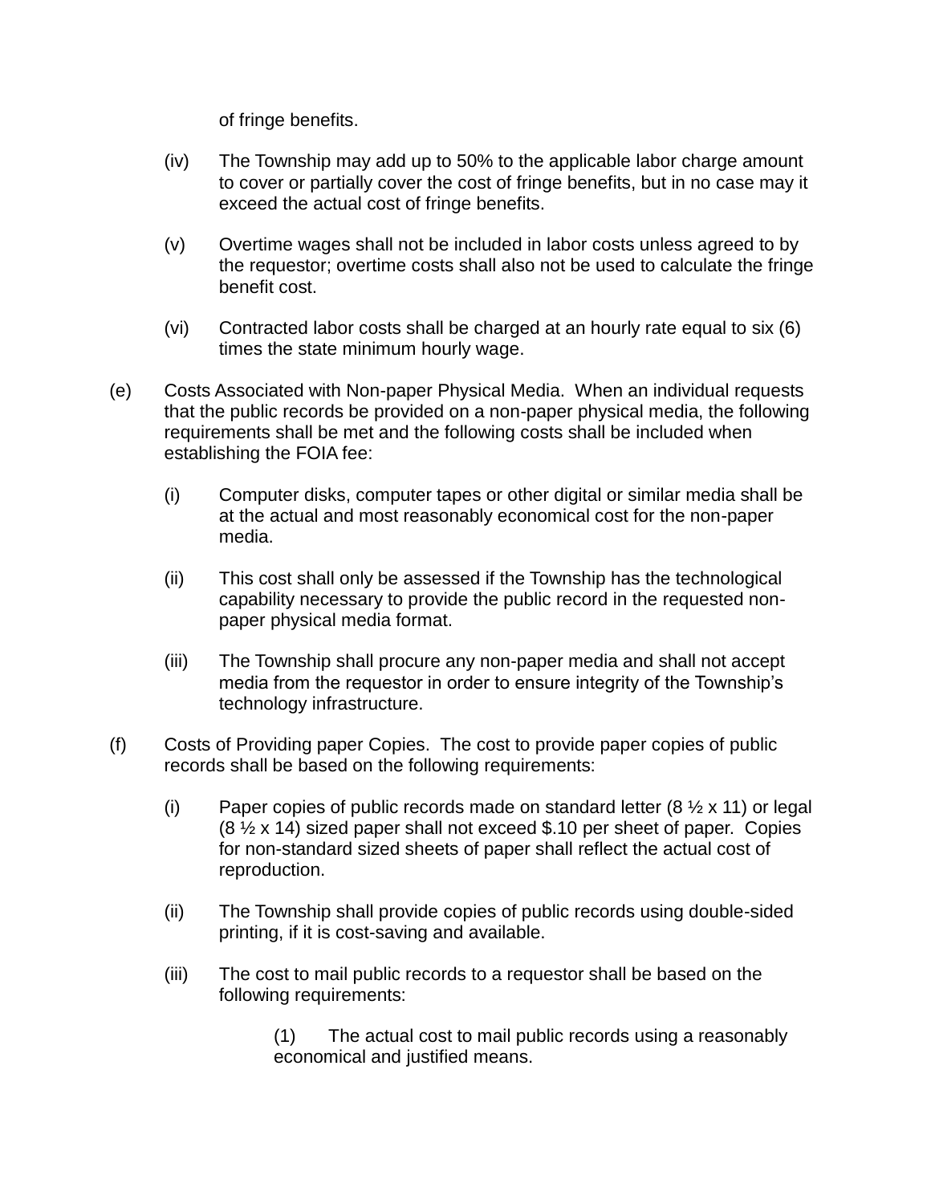of fringe benefits.

(iv) The Township may add up to 50% to the applicable labor charge amount to cover or partially cover the cost of fringe benefits, but in no case may it exceed the actual cost of fringe benefits.

(v) Overtime wages shall not be included in labor costs unless agreed to by the requestor; overtime costs shall also not be used to calculate the fringe benefit cost.

(vi) Contracted labor costs shall be charged at an hourly rate equal to six (6) times the state minimum hourly wage.

(e) Costs Associated with Non-paper Physical Media. When an individual requests that the public records be provided on a non-paper physical media, the following requirements shall be met and the following costs shall be included when establishing the FOIA fee:

(i) Computer disks, computer tapes or other digital or similar media shall be at the actual and most reasonably economical cost for the non-paper media.

(ii) This cost shall only be assessed if the Township has the technological capability necessary to provide the public record in the requested non-paper physical media format.

(iii) The Township shall procure any non-paper media and shall not accept media from the requestor in order to ensure integrity of the Township's technology infrastructure.

(f) Costs of Providing paper Copies. The cost to provide paper copies of public records shall be based on the following requirements:

(i) Paper copies of public records made on standard letter (8 ½ x 11) or legal (8 ½ x 14) sized paper shall not exceed $.10 per sheet of paper. Copies for non-standard sized sheets of paper shall reflect the actual cost of reproduction.

(ii) The Township shall provide copies of public records using double-sided printing, if it is cost-saving and available.

(iii) The cost to mail public records to a requestor shall be based on the following requirements:

(1) The actual cost to mail public records using a reasonably economical and justified means.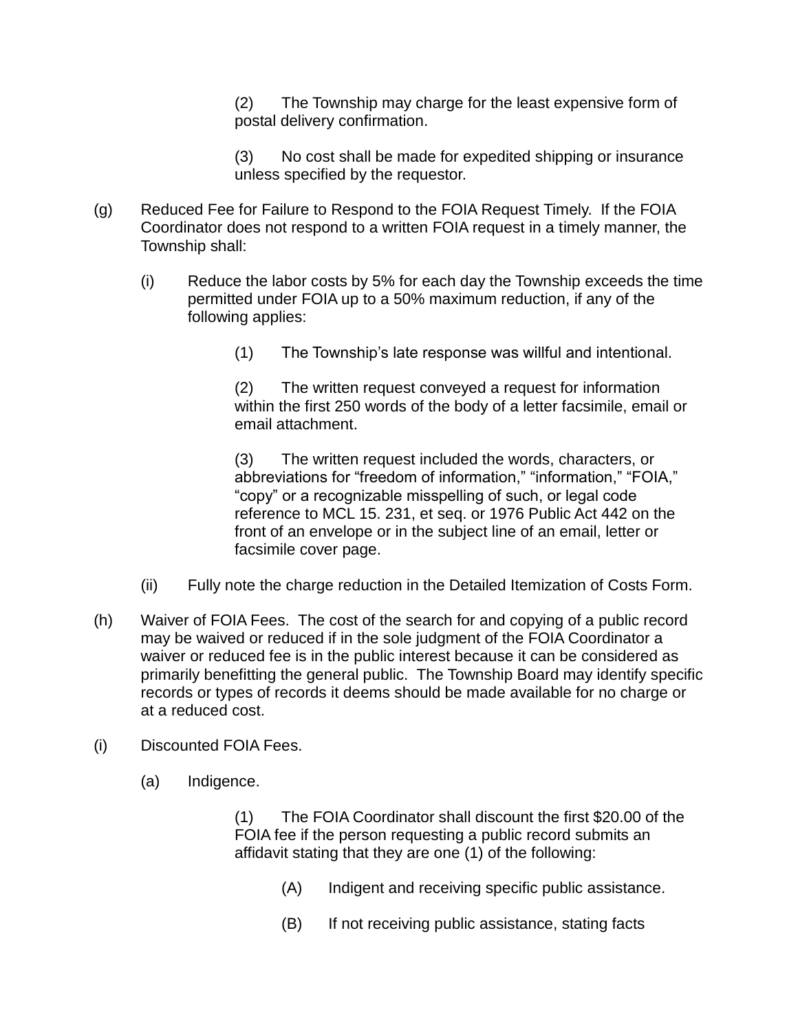(2) The Township may charge for the least expensive form of postal delivery confirmation.

(3) No cost shall be made for expedited shipping or insurance unless specified by the requestor.

(g) Reduced Fee for Failure to Respond to the FOIA Request Timely. If the FOIA Coordinator does not respond to a written FOIA request in a timely manner, the Township shall:

(i) Reduce the labor costs by 5% for each day the Township exceeds the time permitted under FOIA up to a 50% maximum reduction, if any of the following applies:

(1) The Township's late response was willful and intentional.

(2) The written request conveyed a request for information within the first 250 words of the body of a letter facsimile, email or email attachment.

(3) The written request included the words, characters, or abbreviations for "freedom of information," "information," "FOIA," "copy" or a recognizable misspelling of such, or legal code reference to MCL 15. 231, et seq. or 1976 Public Act 442 on the front of an envelope or in the subject line of an email, letter or facsimile cover page.

(ii) Fully note the charge reduction in the Detailed Itemization of Costs Form.

(h) Waiver of FOIA Fees. The cost of the search for and copying of a public record may be waived or reduced if in the sole judgment of the FOIA Coordinator a waiver or reduced fee is in the public interest because it can be considered as primarily benefitting the general public. The Township Board may identify specific records or types of records it deems should be made available for no charge or at a reduced cost.

(i) Discounted FOIA Fees.

(a) Indigence.

(1) The FOIA Coordinator shall discount the first $20.00 of the FOIA fee if the person requesting a public record submits an affidavit stating that they are one (1) of the following:

(A) Indigent and receiving specific public assistance.

(B) If not receiving public assistance, stating facts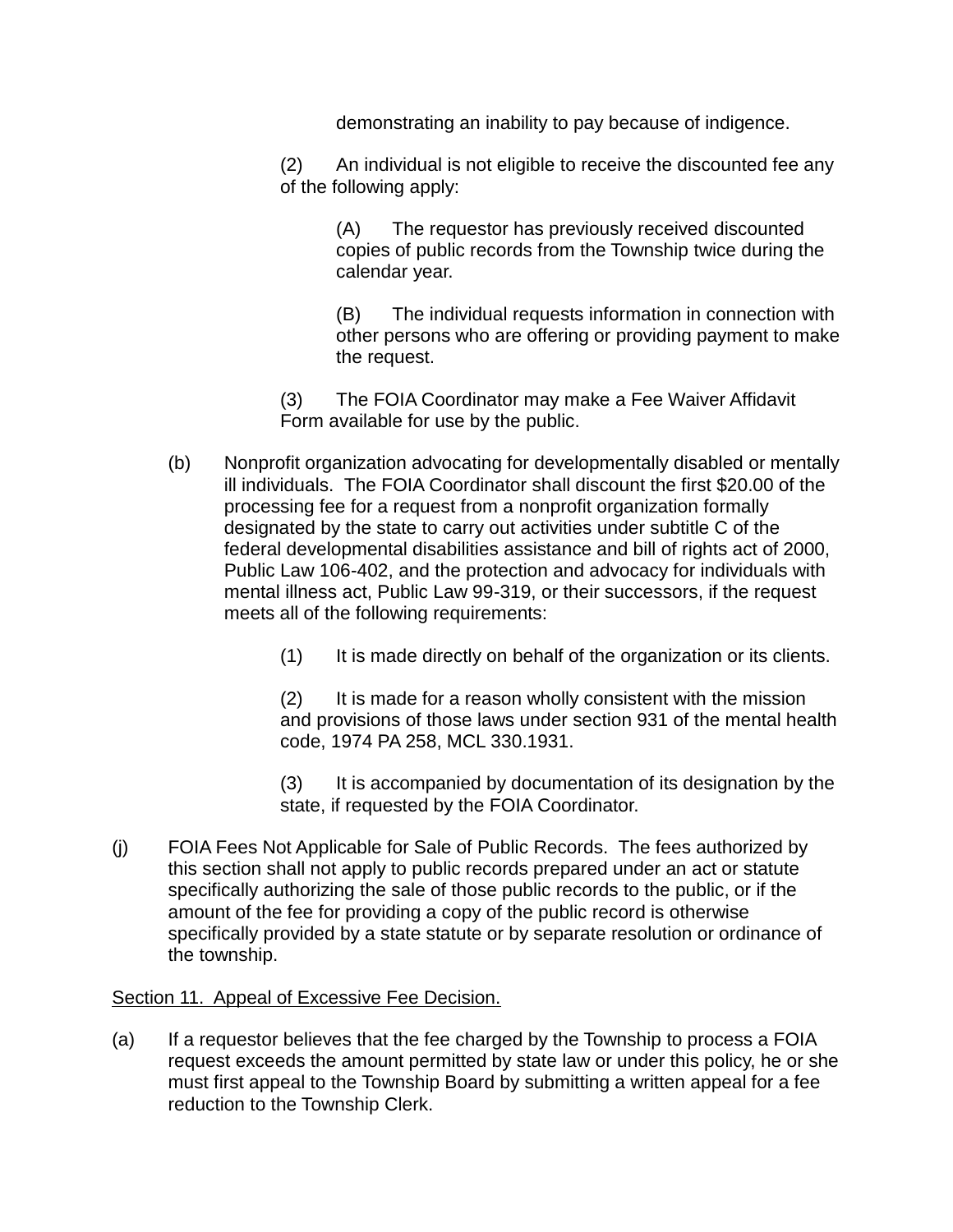demonstrating an inability to pay because of indigence.

(2) An individual is not eligible to receive the discounted fee any of the following apply:

(A) The requestor has previously received discounted copies of public records from the Township twice during the calendar year.

(B) The individual requests information in connection with other persons who are offering or providing payment to make the request.

(3) The FOIA Coordinator may make a Fee Waiver Affidavit Form available for use by the public.

(b) Nonprofit organization advocating for developmentally disabled or mentally ill individuals. The FOIA Coordinator shall discount the first $20.00 of the processing fee for a request from a nonprofit organization formally designated by the state to carry out activities under subtitle C of the federal developmental disabilities assistance and bill of rights act of 2000, Public Law 106-402, and the protection and advocacy for individuals with mental illness act, Public Law 99-319, or their successors, if the request meets all of the following requirements:

(1) It is made directly on behalf of the organization or its clients.

(2) It is made for a reason wholly consistent with the mission and provisions of those laws under section 931 of the mental health code, 1974 PA 258, MCL 330.1931.

(3) It is accompanied by documentation of its designation by the state, if requested by the FOIA Coordinator.

(j) FOIA Fees Not Applicable for Sale of Public Records. The fees authorized by this section shall not apply to public records prepared under an act or statute specifically authorizing the sale of those public records to the public, or if the amount of the fee for providing a copy of the public record is otherwise specifically provided by a state statute or by separate resolution or ordinance of the township.

Section 11. Appeal of Excessive Fee Decision.

(a) If a requestor believes that the fee charged by the Township to process a FOIA request exceeds the amount permitted by state law or under this policy, he or she must first appeal to the Township Board by submitting a written appeal for a fee reduction to the Township Clerk.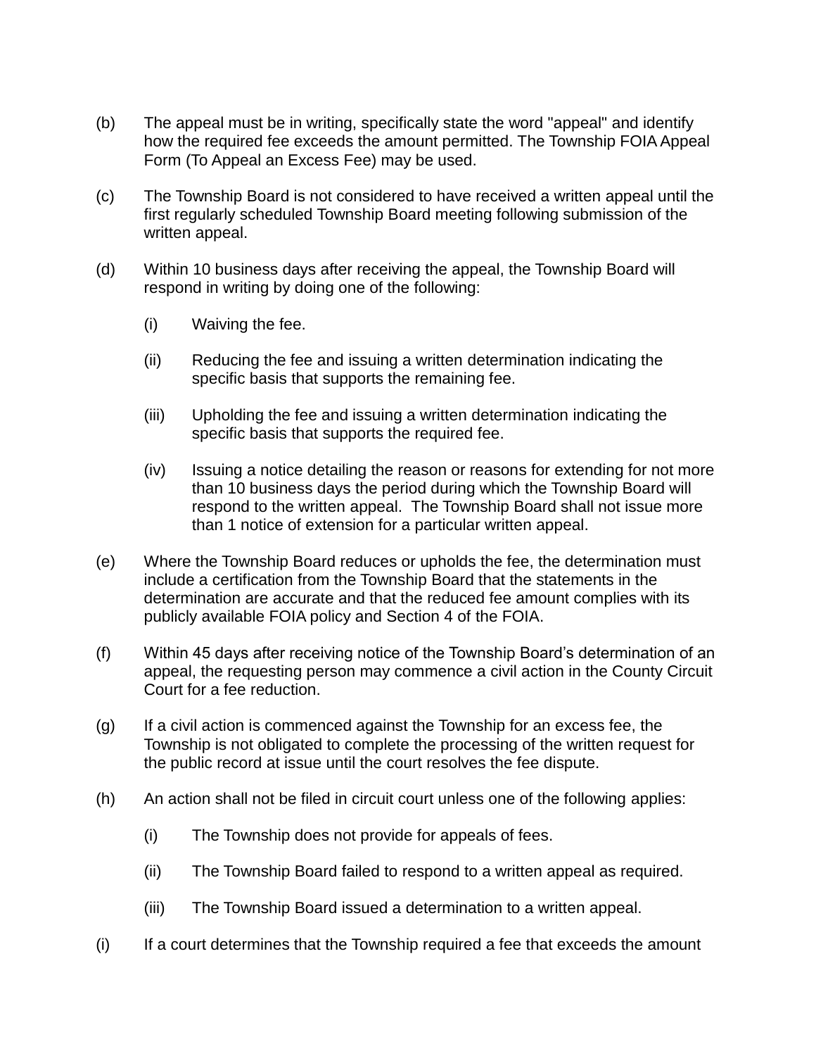(b) The appeal must be in writing, specifically state the word "appeal" and identify how the required fee exceeds the amount permitted. The Township FOIA Appeal Form (To Appeal an Excess Fee) may be used.

(c) The Township Board is not considered to have received a written appeal until the first regularly scheduled Township Board meeting following submission of the written appeal.

(d) Within 10 business days after receiving the appeal, the Township Board will respond in writing by doing one of the following:

  (i) Waiving the fee.

  (ii) Reducing the fee and issuing a written determination indicating the specific basis that supports the remaining fee.

  (iii) Upholding the fee and issuing a written determination indicating the specific basis that supports the required fee.

  (iv) Issuing a notice detailing the reason or reasons for extending for not more than 10 business days the period during which the Township Board will respond to the written appeal. The Township Board shall not issue more than 1 notice of extension for a particular written appeal.

(e) Where the Township Board reduces or upholds the fee, the determination must include a certification from the Township Board that the statements in the determination are accurate and that the reduced fee amount complies with its publicly available FOIA policy and Section 4 of the FOIA.

(f) Within 45 days after receiving notice of the Township Board's determination of an appeal, the requesting person may commence a civil action in the County Circuit Court for a fee reduction.

(g) If a civil action is commenced against the Township for an excess fee, the Township is not obligated to complete the processing of the written request for the public record at issue until the court resolves the fee dispute.

(h) An action shall not be filed in circuit court unless one of the following applies:

  (i) The Township does not provide for appeals of fees.

  (ii) The Township Board failed to respond to a written appeal as required.

  (iii) The Township Board issued a determination to a written appeal.

(i) If a court determines that the Township required a fee that exceeds the amount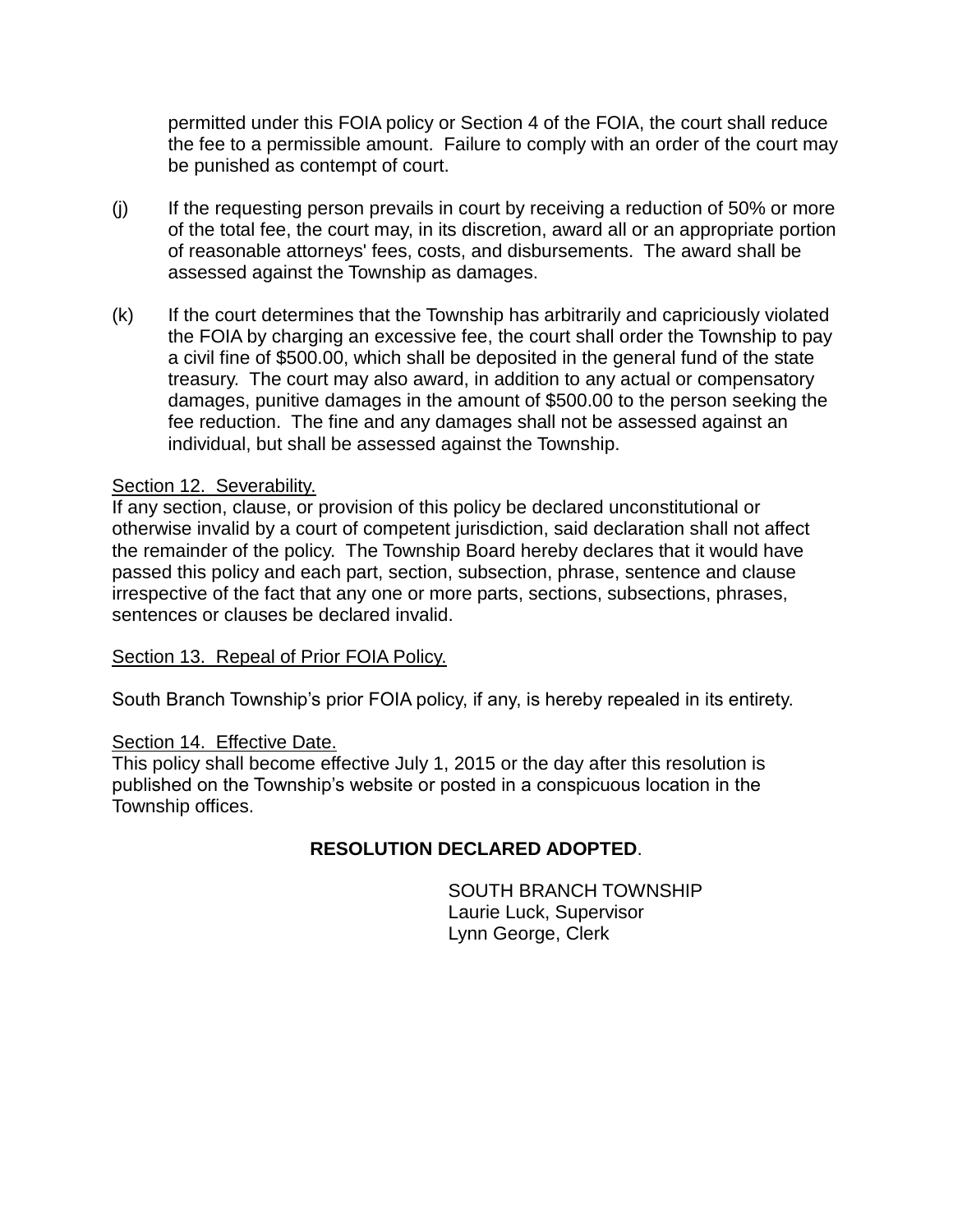permitted under this FOIA policy or Section 4 of the FOIA, the court shall reduce the fee to a permissible amount. Failure to comply with an order of the court may be punished as contempt of court.

(j) If the requesting person prevails in court by receiving a reduction of 50% or more of the total fee, the court may, in its discretion, award all or an appropriate portion of reasonable attorneys' fees, costs, and disbursements. The award shall be assessed against the Township as damages.

(k) If the court determines that the Township has arbitrarily and capriciously violated the FOIA by charging an excessive fee, the court shall order the Township to pay a civil fine of $500.00, which shall be deposited in the general fund of the state treasury. The court may also award, in addition to any actual or compensatory damages, punitive damages in the amount of $500.00 to the person seeking the fee reduction. The fine and any damages shall not be assessed against an individual, but shall be assessed against the Township.

Section 12. Severability.

If any section, clause, or provision of this policy be declared unconstitutional or otherwise invalid by a court of competent jurisdiction, said declaration shall not affect the remainder of the policy. The Township Board hereby declares that it would have passed this policy and each part, section, subsection, phrase, sentence and clause irrespective of the fact that any one or more parts, sections, subsections, phrases, sentences or clauses be declared invalid.

Section 13. Repeal of Prior FOIA Policy.

South Branch Township's prior FOIA policy, if any, is hereby repealed in its entirety.

Section 14. Effective Date.

This policy shall become effective July 1, 2015 or the day after this resolution is published on the Township's website or posted in a conspicuous location in the Township offices.

**RESOLUTION DECLARED ADOPTED**.

SOUTH BRANCH TOWNSHIP
Laurie Luck, Supervisor
Lynn George, Clerk